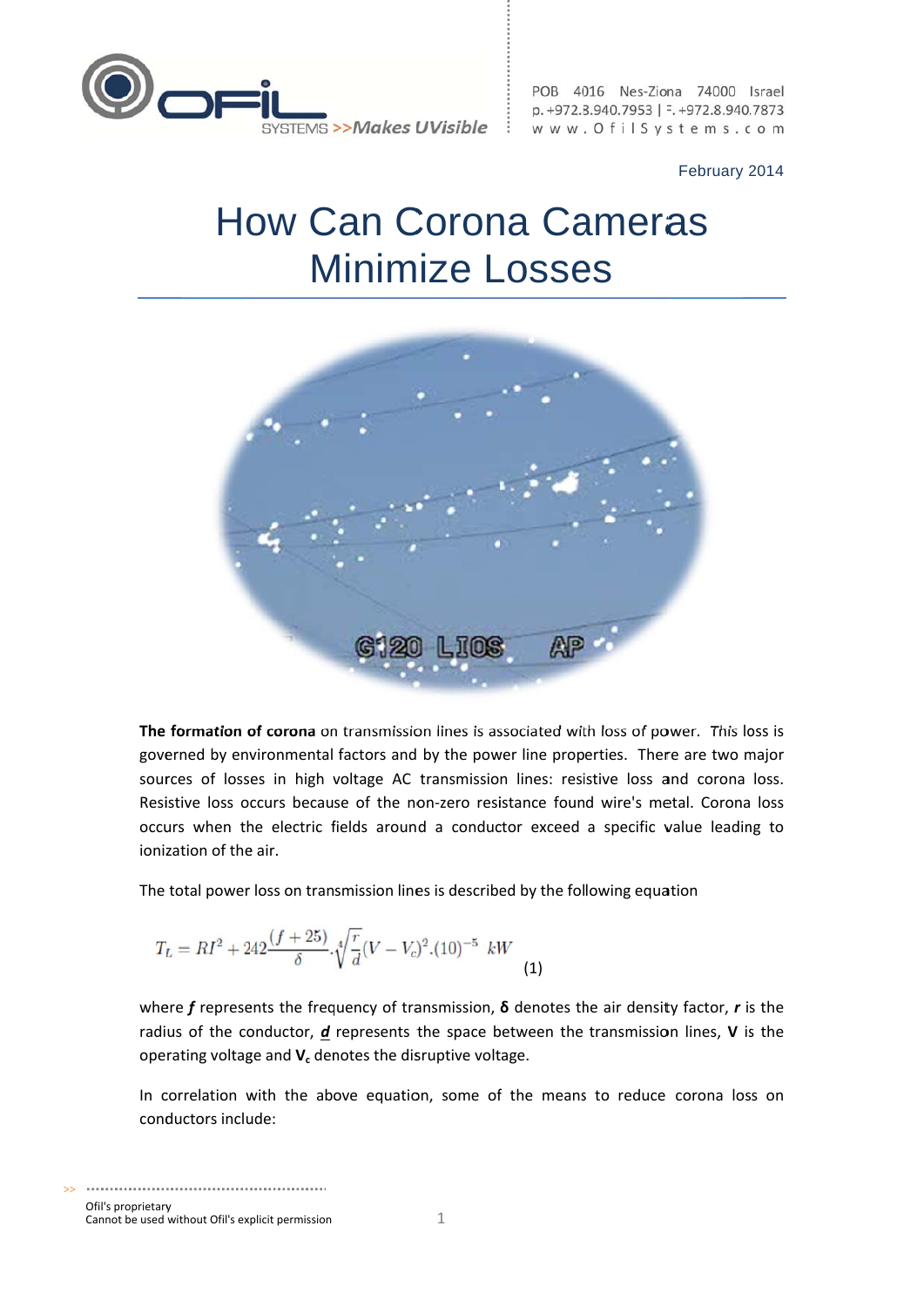February 2014

# How Can Corona Cameras Minimize Losses

**The formation of corona** on transmission lines is associated with loss of power. This loss is governed by environmental factors and by the power line properties. There are two major sources of losses in high voltage AC transmission lines: resistive loss and corona loss. Resistive loss occurs because of the non-zero resistance found wire's metal. Corona loss occurs when the electric fields around a conductor exceed a specific value leading to ionization of the air.

The total power loss on transmission lines is described by the following equation

$$T_L = RI^2 + 242\frac{(f+25)}{\delta}\cdot\sqrt[4]{\frac{r}{d}}(V - V_c)^2.(10)^{-5}\ kW \quad (1)$$

where ***f*** represents the frequency of transmission, **δ** denotes the air density factor, ***r*** is the radius of the conductor, ***d*** represents the space between the transmission lines, **V** is the operating voltage and $\mathbf{V_c}$ denotes the disruptive voltage.

In correlation with the above equation, some of the means to reduce corona loss on conductors include:

Ofil's proprietary
Cannot be used without Ofil's explicit permission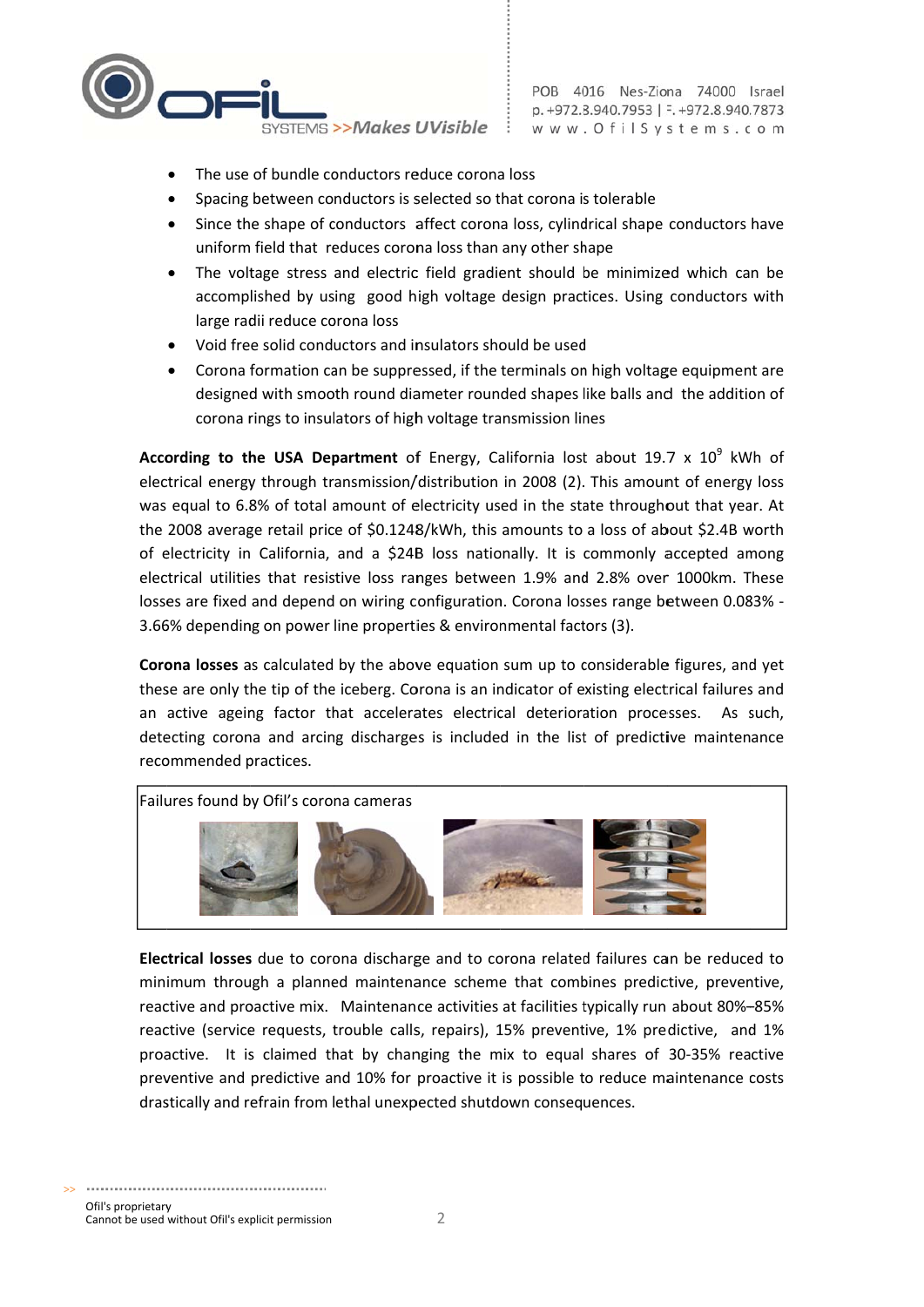- The use of bundle conductors reduce corona loss
- Spacing between conductors is selected so that corona is tolerable
- Since the shape of conductors affect corona loss, cylindrical shape conductors have uniform field that reduces corona loss than any other shape
- The voltage stress and electric field gradient should be minimized which can be accomplished by using good high voltage design practices. Using conductors with large radii reduce corona loss
- Void free solid conductors and insulators should be used
- Corona formation can be suppressed, if the terminals on high voltage equipment are designed with smooth round diameter rounded shapes like balls and the addition of corona rings to insulators of high voltage transmission lines

**According to the USA Department** of Energy, California lost about 19.7 x $10^9$ kWh of electrical energy through transmission/distribution in 2008 (2). This amount of energy loss was equal to 6.8% of total amount of electricity used in the state throughout that year. At the 2008 average retail price of $0.1248/kWh, this amounts to a loss of about $2.4B worth of electricity in California, and a $24B loss nationally. It is commonly accepted among electrical utilities that resistive loss ranges between 1.9% and 2.8% over 1000km. These losses are fixed and depend on wiring configuration. Corona losses range between 0.083% - 3.66% depending on power line properties & environmental factors (3).

**Corona losses** as calculated by the above equation sum up to considerable figures, and yet these are only the tip of the iceberg. Corona is an indicator of existing electrical failures and an active ageing factor that accelerates electrical deterioration processes. As such, detecting corona and arcing discharges is included in the list of predictive maintenance recommended practices.

Failures found by Ofil's corona cameras

**Electrical losses** due to corona discharge and to corona related failures can be reduced to minimum through a planned maintenance scheme that combines predictive, preventive, reactive and proactive mix. Maintenance activities at facilities typically run about 80%–85% reactive (service requests, trouble calls, repairs), 15% preventive, 1% predictive, and 1% proactive. It is claimed that by changing the mix to equal shares of 30-35% reactive preventive and predictive and 10% for proactive it is possible to reduce maintenance costs drastically and refrain from lethal unexpected shutdown consequences.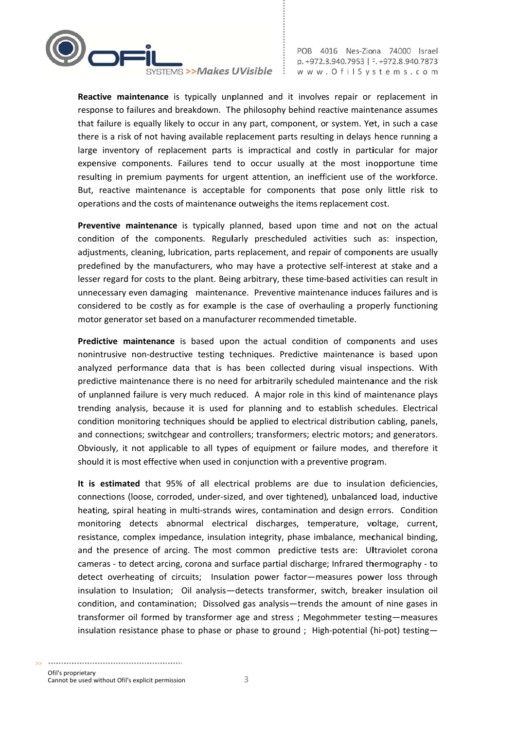**Reactive maintenance** is typically unplanned and it involves repair or replacement in response to failures and breakdown. The philosophy behind reactive maintenance assumes that failure is equally likely to occur in any part, component, or system. Yet, in such a case there is a risk of not having available replacement parts resulting in delays hence running a large inventory of replacement parts is impractical and costly in particular for major expensive components. Failures tend to occur usually at the most inopportune time resulting in premium payments for urgent attention, an inefficient use of the workforce. But, reactive maintenance is acceptable for components that pose only little risk to operations and the costs of maintenance outweighs the items replacement cost.

**Preventive maintenance** is typically planned, based upon time and not on the actual condition of the components. Regularly prescheduled activities such as: inspection, adjustments, cleaning, lubrication, parts replacement, and repair of components are usually predefined by the manufacturers, who may have a protective self-interest at stake and a lesser regard for costs to the plant. Being arbitrary, these time-based activities can result in unnecessary even damaging maintenance. Preventive maintenance induces failures and is considered to be costly as for example is the case of overhauling a properly functioning motor generator set based on a manufacturer recommended timetable.

**Predictive maintenance** is based upon the actual condition of components and uses nonintrusive non-destructive testing techniques. Predictive maintenance is based upon analyzed performance data that is has been collected during visual inspections. With predictive maintenance there is no need for arbitrarily scheduled maintenance and the risk of unplanned failure is very much reduced. A major role in this kind of maintenance plays trending analysis, because it is used for planning and to establish schedules. Electrical condition monitoring techniques should be applied to electrical distribution cabling, panels, and connections; switchgear and controllers; transformers; electric motors; and generators. Obviously, it not applicable to all types of equipment or failure modes, and therefore it should it is most effective when used in conjunction with a preventive program.

**It is estimated** that 95% of all electrical problems are due to insulation deficiencies, connections (loose, corroded, under-sized, and over tightened), unbalanced load, inductive heating, spiral heating in multi-strands wires, contamination and design errors. Condition monitoring detects abnormal electrical discharges, temperature, voltage, current, resistance, complex impedance, insulation integrity, phase imbalance, mechanical binding, and the presence of arcing. The most common predictive tests are: Ultraviolet corona cameras - to detect arcing, corona and surface partial discharge; Infrared thermography - to detect overheating of circuits; Insulation power factor—measures power loss through insulation to Insulation; Oil analysis—detects transformer, switch, breaker insulation oil condition, and contamination; Dissolved gas analysis—trends the amount of nine gases in transformer oil formed by transformer age and stress ; Megohmmeter testing—measures insulation resistance phase to phase or phase to ground ; High-potential (hi-pot) testing—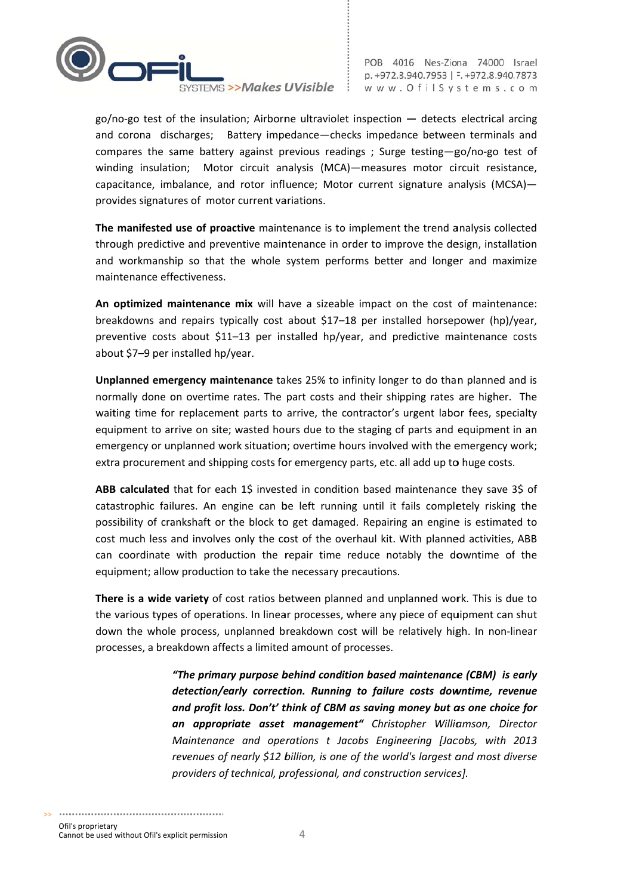go/no-go test of the insulation; Airborne ultraviolet inspection — detects electrical arcing and corona discharges; Battery impedance—checks impedance between terminals and compares the same battery against previous readings ; Surge testing—go/no-go test of winding insulation; Motor circuit analysis (MCA)—measures motor circuit resistance, capacitance, imbalance, and rotor influence; Motor current signature analysis (MCSA)—provides signatures of motor current variations.

**The manifested use of proactive** maintenance is to implement the trend analysis collected through predictive and preventive maintenance in order to improve the design, installation and workmanship so that the whole system performs better and longer and maximize maintenance effectiveness.

**An optimized maintenance mix** will have a sizeable impact on the cost of maintenance: breakdowns and repairs typically cost about $17–18 per installed horsepower (hp)/year, preventive costs about $11–13 per installed hp/year, and predictive maintenance costs about $7–9 per installed hp/year.

**Unplanned emergency maintenance** takes 25% to infinity longer to do than planned and is normally done on overtime rates. The part costs and their shipping rates are higher. The waiting time for replacement parts to arrive, the contractor's urgent labor fees, specialty equipment to arrive on site; wasted hours due to the staging of parts and equipment in an emergency or unplanned work situation; overtime hours involved with the emergency work; extra procurement and shipping costs for emergency parts, etc. all add up to huge costs.

**ABB calculated** that for each 1$ invested in condition based maintenance they save 3$ of catastrophic failures. An engine can be left running until it fails completely risking the possibility of crankshaft or the block to get damaged. Repairing an engine is estimated to cost much less and involves only the cost of the overhaul kit. With planned activities, ABB can coordinate with production the repair time reduce notably the downtime of the equipment; allow production to take the necessary precautions.

**There is a wide variety** of cost ratios between planned and unplanned work. This is due to the various types of operations. In linear processes, where any piece of equipment can shut down the whole process, unplanned breakdown cost will be relatively high. In non-linear processes, a breakdown affects a limited amount of processes.

> ***"The primary purpose behind condition based maintenance (CBM) is early detection/early correction. Running to failure costs downtime, revenue and profit loss. Don't' think of CBM as saving money but as one choice for an appropriate asset management"*** *Christopher Williamson, Director Maintenance and operations t Jacobs Engineering [Jacobs, with 2013 revenues of nearly $12 billion, is one of the world's largest and most diverse providers of technical, professional, and construction services].*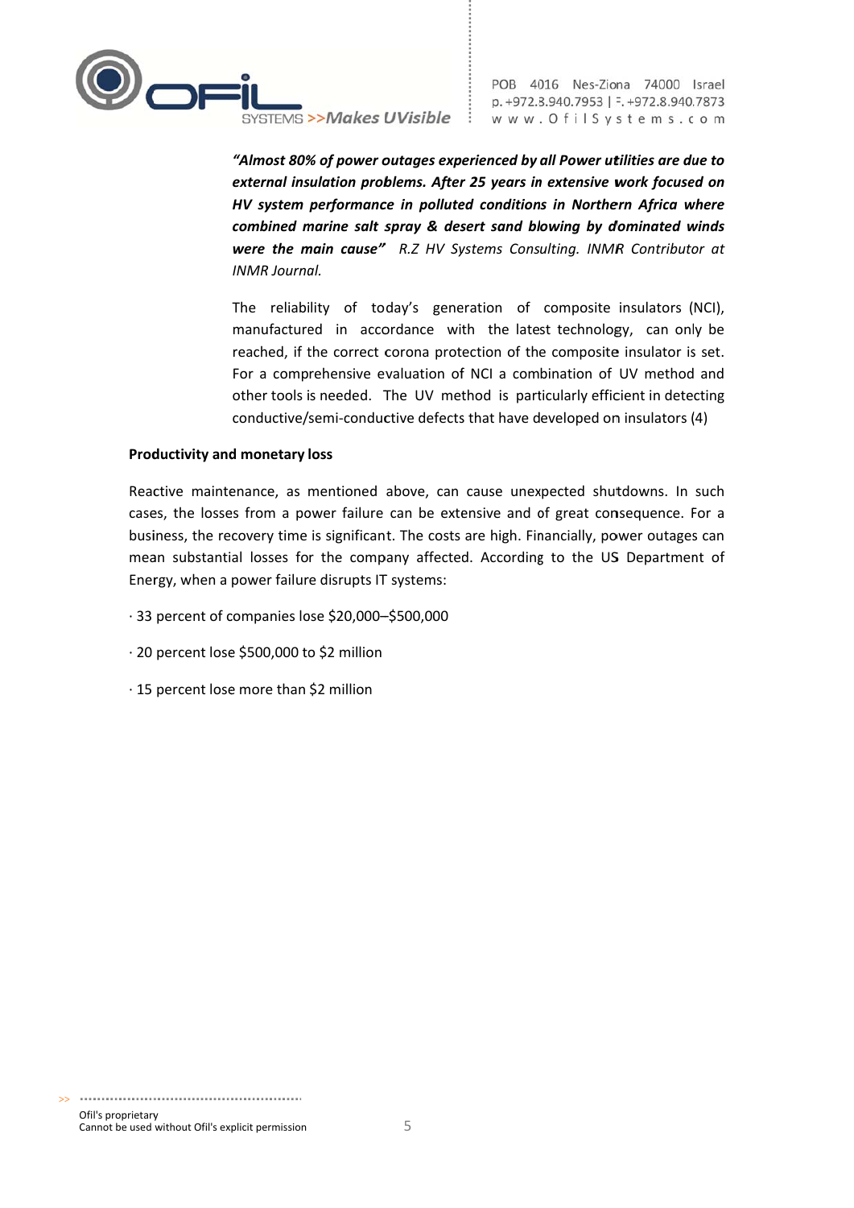***"Almost 80% of power outages experienced by all Power utilities are due to external insulation problems. After 25 years in extensive work focused on HV system performance in polluted conditions in Northern Africa where combined marine salt spray & desert sand blowing by dominated winds were the main cause"*** *R.Z HV Systems Consulting. INMR Contributor at INMR Journal.*

The reliability of today's generation of composite insulators (NCI), manufactured in accordance with the latest technology, can only be reached, if the correct corona protection of the composite insulator is set. For a comprehensive evaluation of NCI a combination of UV method and other tools is needed. The UV method is particularly efficient in detecting conductive/semi-conductive defects that have developed on insulators (4)

**Productivity and monetary loss**

Reactive maintenance, as mentioned above, can cause unexpected shutdowns. In such cases, the losses from a power failure can be extensive and of great consequence. For a business, the recovery time is significant. The costs are high. Financially, power outages can mean substantial losses for the company affected. According to the US Department of Energy, when a power failure disrupts IT systems:

· 33 percent of companies lose $20,000–$500,000

· 20 percent lose $500,000 to $2 million

· 15 percent lose more than $2 million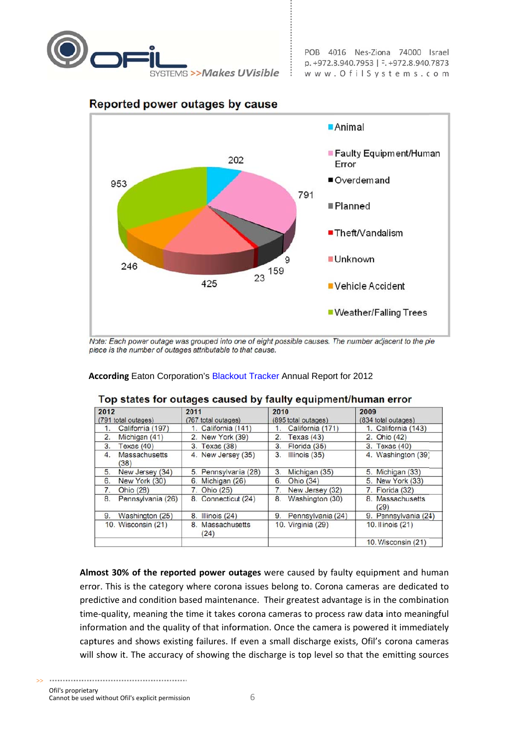## Reported power outages by cause

Note: Each power outage was grouped into one of eight possible causes. The number adjacent to the pie piece is the number of outages attributable to that cause.

**According** Eaton Corporation's Blackout Tracker Annual Report for 2012

### Top states for outages caused by faulty equipment/human error

| 2012 (791 total outages) | 2011 (767 total outages) | 2010 (895 total outages) | 2009 (834 total outages) |
|---|---|---|---|
| 1. California (197) | 1. California (141) | 1. California (171) | 1. California (143) |
| 2. Michigan (41) | 2. New York (39) | 2. Texas (43) | 2. Ohio (42) |
| 3. Texas (40) | 3. Texas (38) | 3. Florida (35) | 3. Texas (40) |
| 4. Massachusetts (38) | 4. New Jersey (35) | 3. Illinois (35) | 4. Washington (39) |
| 5. New Jersey (34) | 5. Pennsylvania (28) | 3. Michigan (35) | 5. Michigan (33) |
| 6. New York (30) | 6. Michigan (26) | 6. Ohio (34) | 5. New York (33) |
| 7. Ohio (28) | 7. Ohio (25) | 7. New Jersey (32) | 7. Florida (32) |
| 8. Pennsylvania (26) | 8. Connecticut (24) | 8. Washington (30) | 8. Massachusetts (29) |
| 9. Washington (25) | 8. Illinois (24) | 9. Pennsylvania (24) | 9. Pennsylvania (24) |
| 10. Wisconsin (21) | 8. Massachusetts (24) | 10. Virginia (29) | 10. Illinois (21) |
| | | | 10. Wisconsin (21) |

**Almost 30% of the reported power outages** were caused by faulty equipment and human error. This is the category where corona issues belong to. Corona cameras are dedicated to predictive and condition based maintenance. Their greatest advantage is in the combination time-quality, meaning the time it takes corona cameras to process raw data into meaningful information and the quality of that information. Once the camera is powered it immediately captures and shows existing failures. If even a small discharge exists, Ofil's corona cameras will show it. The accuracy of showing the discharge is top level so that the emitting sources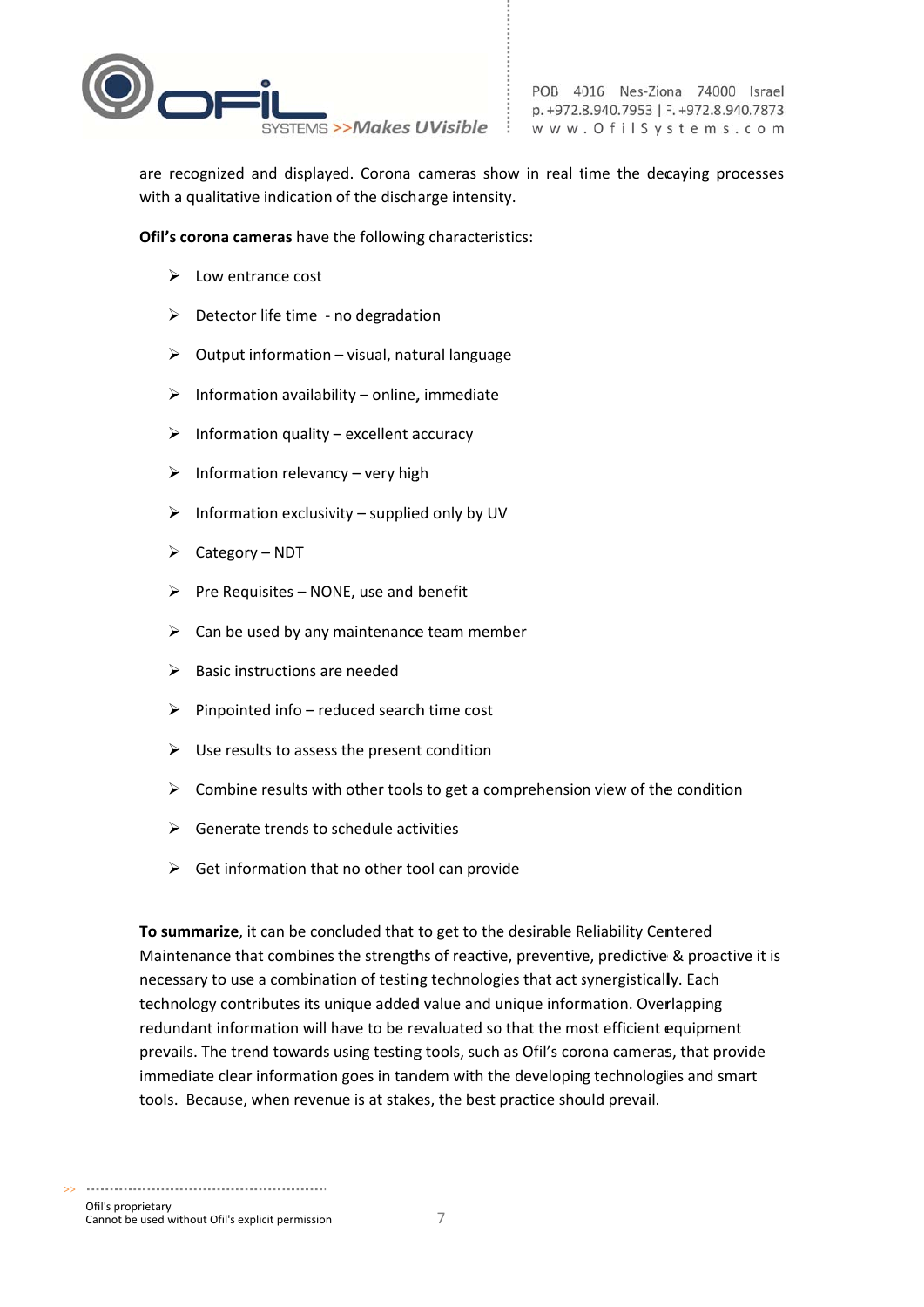are recognized and displayed. Corona cameras show in real time the decaying processes with a qualitative indication of the discharge intensity.

**Ofil's corona cameras** have the following characteristics:

- Low entrance cost
- Detector life time - no degradation
- Output information – visual, natural language
- Information availability – online, immediate
- Information quality – excellent accuracy
- Information relevancy – very high
- Information exclusivity – supplied only by UV
- Category – NDT
- Pre Requisites – NONE, use and benefit
- Can be used by any maintenance team member
- Basic instructions are needed
- Pinpointed info – reduced search time cost
- Use results to assess the present condition
- Combine results with other tools to get a comprehension view of the condition
- Generate trends to schedule activities
- Get information that no other tool can provide

**To summarize**, it can be concluded that to get to the desirable Reliability Centered Maintenance that combines the strengths of reactive, preventive, predictive & proactive it is necessary to use a combination of testing technologies that act synergistically. Each technology contributes its unique added value and unique information. Overlapping redundant information will have to be revaluated so that the most efficient equipment prevails. The trend towards using testing tools, such as Ofil's corona cameras, that provide immediate clear information goes in tandem with the developing technologies and smart tools. Because, when revenue is at stakes, the best practice should prevail.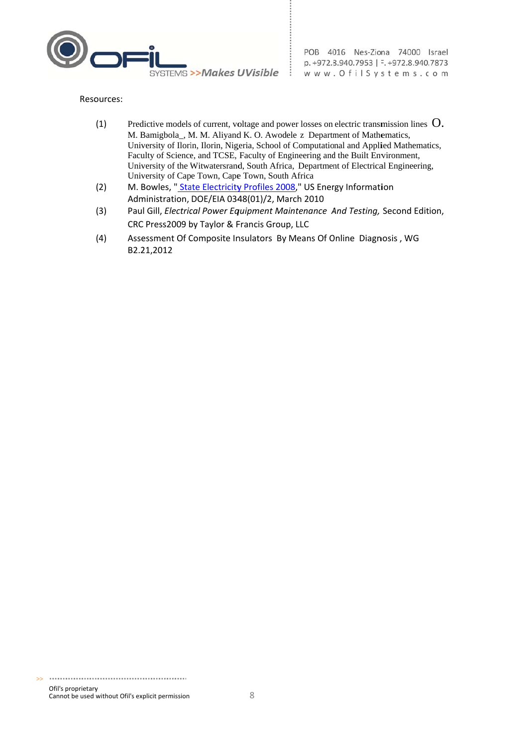Resources:

(1) Predictive models of current, voltage and power losses on electric transmission lines O. M. Bamigbola_, M. M. Aliyand K. O. Awodele z Department of Mathematics, University of Ilorin, Ilorin, Nigeria, School of Computational and Applied Mathematics, Faculty of Science, and TCSE, Faculty of Engineering and the Built Environment, University of the Witwatersrand, South Africa, Department of Electrical Engineering, University of Cape Town, Cape Town, South Africa

(2) M. Bowles, " State Electricity Profiles 2008," US Energy Information Administration, DOE/EIA 0348(01)/2, March 2010

(3) Paul Gill, *Electrical Power Equipment Maintenance And Testing,* Second Edition, CRC Press2009 by Taylor & Francis Group, LLC

(4) Assessment Of Composite Insulators By Means Of Online Diagnosis , WG B2.21,2012